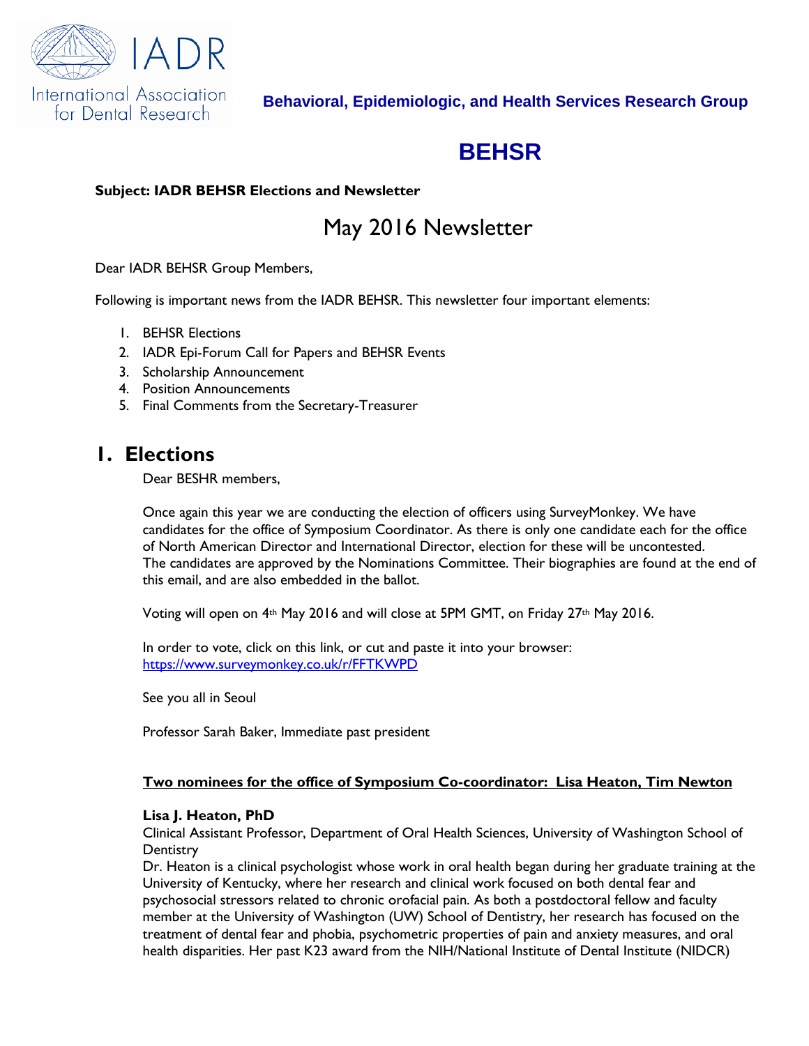International Association for Dental Research

**Behavioral, Epidemiologic, and Health Services Research Group**

# BEHSR

**Subject: IADR BEHSR Elections and Newsletter**

## May 2016 Newsletter

Dear IADR BEHSR Group Members,

Following is important news from the IADR BEHSR. This newsletter four important elements:

1. BEHSR Elections
2. IADR Epi-Forum Call for Papers and BEHSR Events
3. Scholarship Announcement
4. Position Announcements
5. Final Comments from the Secretary-Treasurer

## 1. Elections

Dear BESHR members,

Once again this year we are conducting the election of officers using SurveyMonkey. We have candidates for the office of Symposium Coordinator. As there is only one candidate each for the office of North American Director and International Director, election for these will be uncontested. The candidates are approved by the Nominations Committee. Their biographies are found at the end of this email, and are also embedded in the ballot.

Voting will open on 4th May 2016 and will close at 5PM GMT, on Friday 27th May 2016.

In order to vote, click on this link, or cut and paste it into your browser:
https://www.surveymonkey.co.uk/r/FFTKWPD

See you all in Seoul

Professor Sarah Baker, Immediate past president

**Two nominees for the office of Symposium Co-coordinator: Lisa Heaton, Tim Newton**

**Lisa J. Heaton, PhD**
Clinical Assistant Professor, Department of Oral Health Sciences, University of Washington School of Dentistry
Dr. Heaton is a clinical psychologist whose work in oral health began during her graduate training at the University of Kentucky, where her research and clinical work focused on both dental fear and psychosocial stressors related to chronic orofacial pain. As both a postdoctoral fellow and faculty member at the University of Washington (UW) School of Dentistry, her research has focused on the treatment of dental fear and phobia, psychometric properties of pain and anxiety measures, and oral health disparities. Her past K23 award from the NIH/National Institute of Dental Institute (NIDCR)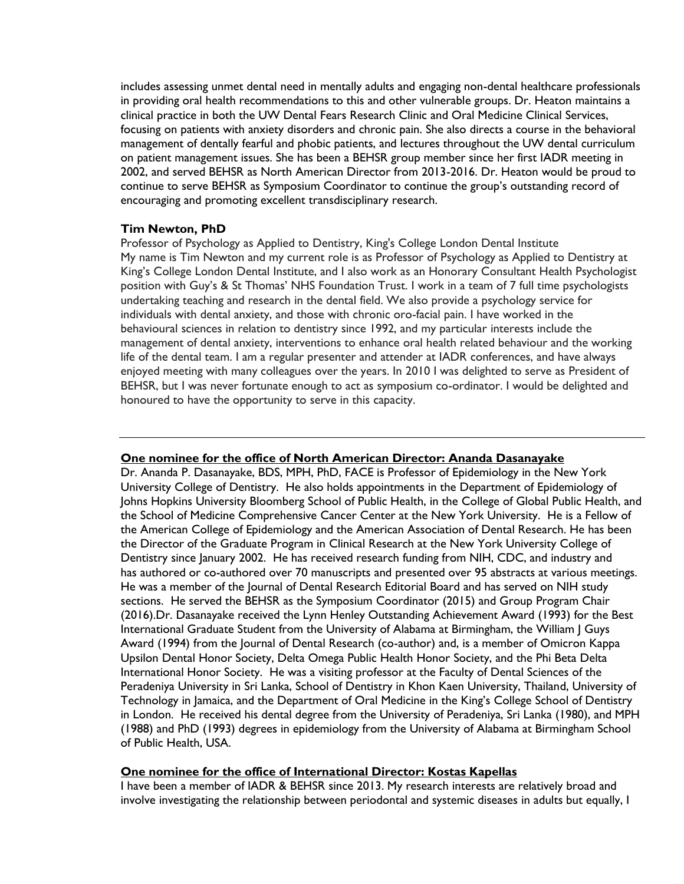includes assessing unmet dental need in mentally adults and engaging non-dental healthcare professionals in providing oral health recommendations to this and other vulnerable groups. Dr. Heaton maintains a clinical practice in both the UW Dental Fears Research Clinic and Oral Medicine Clinical Services, focusing on patients with anxiety disorders and chronic pain. She also directs a course in the behavioral management of dentally fearful and phobic patients, and lectures throughout the UW dental curriculum on patient management issues. She has been a BEHSR group member since her first IADR meeting in 2002, and served BEHSR as North American Director from 2013-2016. Dr. Heaton would be proud to continue to serve BEHSR as Symposium Coordinator to continue the group's outstanding record of encouraging and promoting excellent transdisciplinary research.

**Tim Newton, PhD**

Professor of Psychology as Applied to Dentistry, King's College London Dental Institute

My name is Tim Newton and my current role is as Professor of Psychology as Applied to Dentistry at King's College London Dental Institute, and I also work as an Honorary Consultant Health Psychologist position with Guy's & St Thomas' NHS Foundation Trust. I work in a team of 7 full time psychologists undertaking teaching and research in the dental field. We also provide a psychology service for individuals with dental anxiety, and those with chronic oro-facial pain. I have worked in the behavioural sciences in relation to dentistry since 1992, and my particular interests include the management of dental anxiety, interventions to enhance oral health related behaviour and the working life of the dental team. I am a regular presenter and attender at IADR conferences, and have always enjoyed meeting with many colleagues over the years. In 2010 I was delighted to serve as President of BEHSR, but I was never fortunate enough to act as symposium co-ordinator. I would be delighted and honoured to have the opportunity to serve in this capacity.

---

**<u>One nominee for the office of North American Director: Ananda Dasanayake</u>**

Dr. Ananda P. Dasanayake, BDS, MPH, PhD, FACE is Professor of Epidemiology in the New York University College of Dentistry. He also holds appointments in the Department of Epidemiology of Johns Hopkins University Bloomberg School of Public Health, in the College of Global Public Health, and the School of Medicine Comprehensive Cancer Center at the New York University. He is a Fellow of the American College of Epidemiology and the American Association of Dental Research. He has been the Director of the Graduate Program in Clinical Research at the New York University College of Dentistry since January 2002. He has received research funding from NIH, CDC, and industry and has authored or co-authored over 70 manuscripts and presented over 95 abstracts at various meetings. He was a member of the Journal of Dental Research Editorial Board and has served on NIH study sections. He served the BEHSR as the Symposium Coordinator (2015) and Group Program Chair (2016).Dr. Dasanayake received the Lynn Henley Outstanding Achievement Award (1993) for the Best International Graduate Student from the University of Alabama at Birmingham, the William J Guys Award (1994) from the Journal of Dental Research (co-author) and, is a member of Omicron Kappa Upsilon Dental Honor Society, Delta Omega Public Health Honor Society, and the Phi Beta Delta International Honor Society. He was a visiting professor at the Faculty of Dental Sciences of the Peradeniya University in Sri Lanka, School of Dentistry in Khon Kaen University, Thailand, University of Technology in Jamaica, and the Department of Oral Medicine in the King's College School of Dentistry in London. He received his dental degree from the University of Peradeniya, Sri Lanka (1980), and MPH (1988) and PhD (1993) degrees in epidemiology from the University of Alabama at Birmingham School of Public Health, USA.

**<u>One nominee for the office of International Director: Kostas Kapellas</u>**

I have been a member of IADR & BEHSR since 2013. My research interests are relatively broad and involve investigating the relationship between periodontal and systemic diseases in adults but equally, I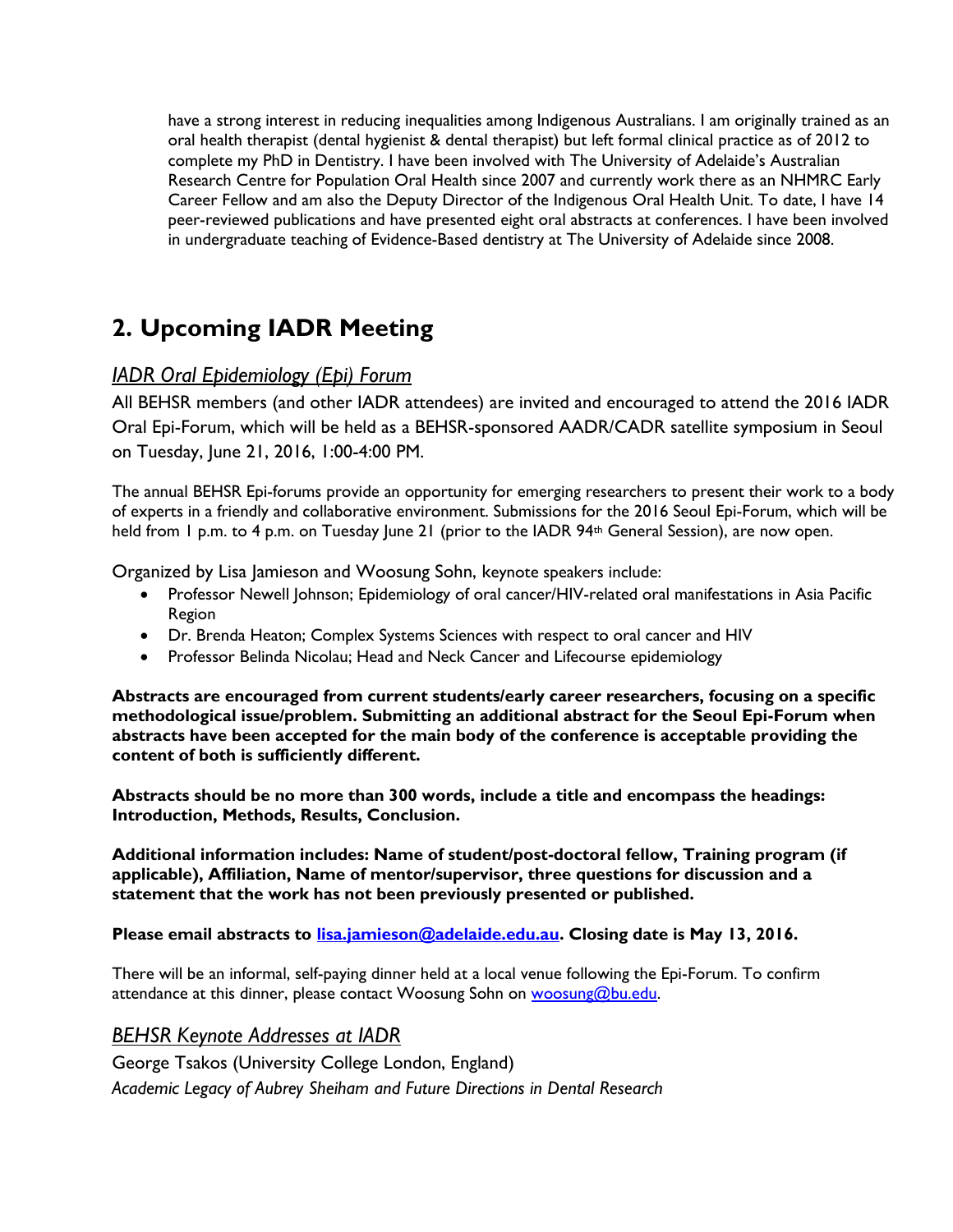have a strong interest in reducing inequalities among Indigenous Australians. I am originally trained as an oral health therapist (dental hygienist & dental therapist) but left formal clinical practice as of 2012 to complete my PhD in Dentistry. I have been involved with The University of Adelaide's Australian Research Centre for Population Oral Health since 2007 and currently work there as an NHMRC Early Career Fellow and am also the Deputy Director of the Indigenous Oral Health Unit. To date, I have 14 peer-reviewed publications and have presented eight oral abstracts at conferences. I have been involved in undergraduate teaching of Evidence-Based dentistry at The University of Adelaide since 2008.

# 2. Upcoming IADR Meeting

## *IADR Oral Epidemiology (Epi) Forum*

All BEHSR members (and other IADR attendees) are invited and encouraged to attend the 2016 IADR Oral Epi-Forum, which will be held as a BEHSR-sponsored AADR/CADR satellite symposium in Seoul on Tuesday, June 21, 2016, 1:00-4:00 PM.

The annual BEHSR Epi-forums provide an opportunity for emerging researchers to present their work to a body of experts in a friendly and collaborative environment. Submissions for the 2016 Seoul Epi-Forum, which will be held from 1 p.m. to 4 p.m. on Tuesday June 21 (prior to the IADR 94th General Session), are now open.

Organized by Lisa Jamieson and Woosung Sohn, keynote speakers include:

- Professor Newell Johnson; Epidemiology of oral cancer/HIV-related oral manifestations in Asia Pacific Region
- Dr. Brenda Heaton; Complex Systems Sciences with respect to oral cancer and HIV
- Professor Belinda Nicolau; Head and Neck Cancer and Lifecourse epidemiology

**Abstracts are encouraged from current students/early career researchers, focusing on a specific methodological issue/problem. Submitting an additional abstract for the Seoul Epi-Forum when abstracts have been accepted for the main body of the conference is acceptable providing the content of both is sufficiently different.**

**Abstracts should be no more than 300 words, include a title and encompass the headings: Introduction, Methods, Results, Conclusion.**

**Additional information includes: Name of student/post-doctoral fellow, Training program (if applicable), Affiliation, Name of mentor/supervisor, three questions for discussion and a statement that the work has not been previously presented or published.**

**Please email abstracts to lisa.jamieson@adelaide.edu.au. Closing date is May 13, 2016.**

There will be an informal, self-paying dinner held at a local venue following the Epi-Forum. To confirm attendance at this dinner, please contact Woosung Sohn on woosung@bu.edu.

## *BEHSR Keynote Addresses at IADR*

George Tsakos (University College London, England)

*Academic Legacy of Aubrey Sheiham and Future Directions in Dental Research*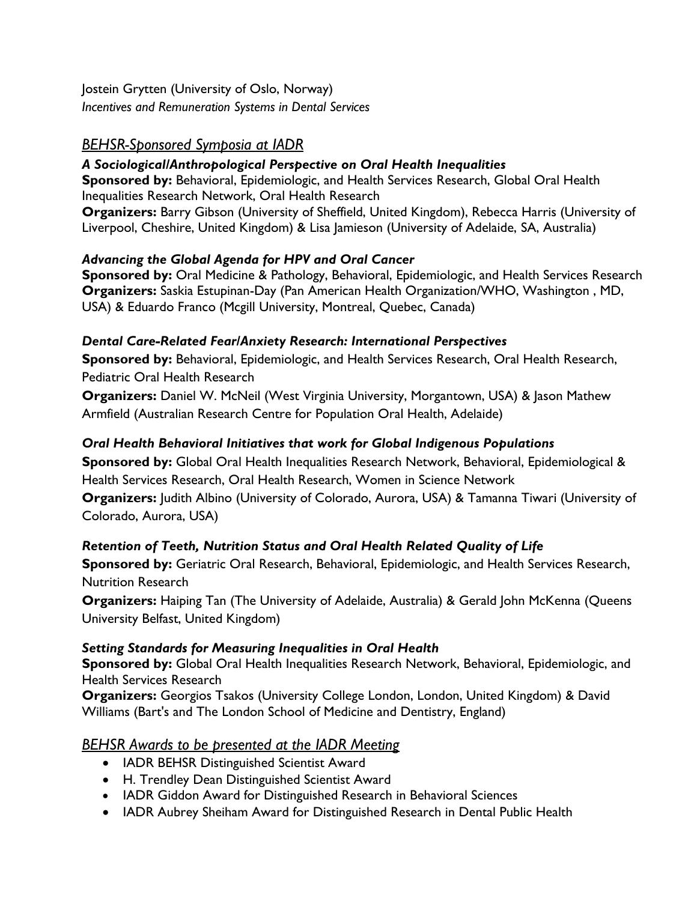Jostein Grytten (University of Oslo, Norway)
*Incentives and Remuneration Systems in Dental Services*

## *BEHSR-Sponsored Symposia at IADR*

### *A Sociological/Anthropological Perspective on Oral Health Inequalities*

**Sponsored by:** Behavioral, Epidemiologic, and Health Services Research, Global Oral Health Inequalities Research Network, Oral Health Research
**Organizers:** Barry Gibson (University of Sheffield, United Kingdom), Rebecca Harris (University of Liverpool, Cheshire, United Kingdom) & Lisa Jamieson (University of Adelaide, SA, Australia)

### *Advancing the Global Agenda for HPV and Oral Cancer*

**Sponsored by:** Oral Medicine & Pathology, Behavioral, Epidemiologic, and Health Services Research
**Organizers:** Saskia Estupinan-Day (Pan American Health Organization/WHO, Washington , MD, USA) & Eduardo Franco (Mcgill University, Montreal, Quebec, Canada)

### *Dental Care-Related Fear/Anxiety Research: International Perspectives*

**Sponsored by:** Behavioral, Epidemiologic, and Health Services Research, Oral Health Research, Pediatric Oral Health Research
**Organizers:** Daniel W. McNeil (West Virginia University, Morgantown, USA) & Jason Mathew Armfield (Australian Research Centre for Population Oral Health, Adelaide)

### *Oral Health Behavioral Initiatives that work for Global Indigenous Populations*

**Sponsored by:** Global Oral Health Inequalities Research Network, Behavioral, Epidemiological & Health Services Research, Oral Health Research, Women in Science Network
**Organizers:** Judith Albino (University of Colorado, Aurora, USA) & Tamanna Tiwari (University of Colorado, Aurora, USA)

### *Retention of Teeth, Nutrition Status and Oral Health Related Quality of Life*

**Sponsored by:** Geriatric Oral Research, Behavioral, Epidemiologic, and Health Services Research, Nutrition Research
**Organizers:** Haiping Tan (The University of Adelaide, Australia) & Gerald John McKenna (Queens University Belfast, United Kingdom)

### *Setting Standards for Measuring Inequalities in Oral Health*

**Sponsored by:** Global Oral Health Inequalities Research Network, Behavioral, Epidemiologic, and Health Services Research
**Organizers:** Georgios Tsakos (University College London, London, United Kingdom) & David Williams (Bart's and The London School of Medicine and Dentistry, England)

## *BEHSR Awards to be presented at the IADR Meeting*

- IADR BEHSR Distinguished Scientist Award
- H. Trendley Dean Distinguished Scientist Award
- IADR Giddon Award for Distinguished Research in Behavioral Sciences
- IADR Aubrey Sheiham Award for Distinguished Research in Dental Public Health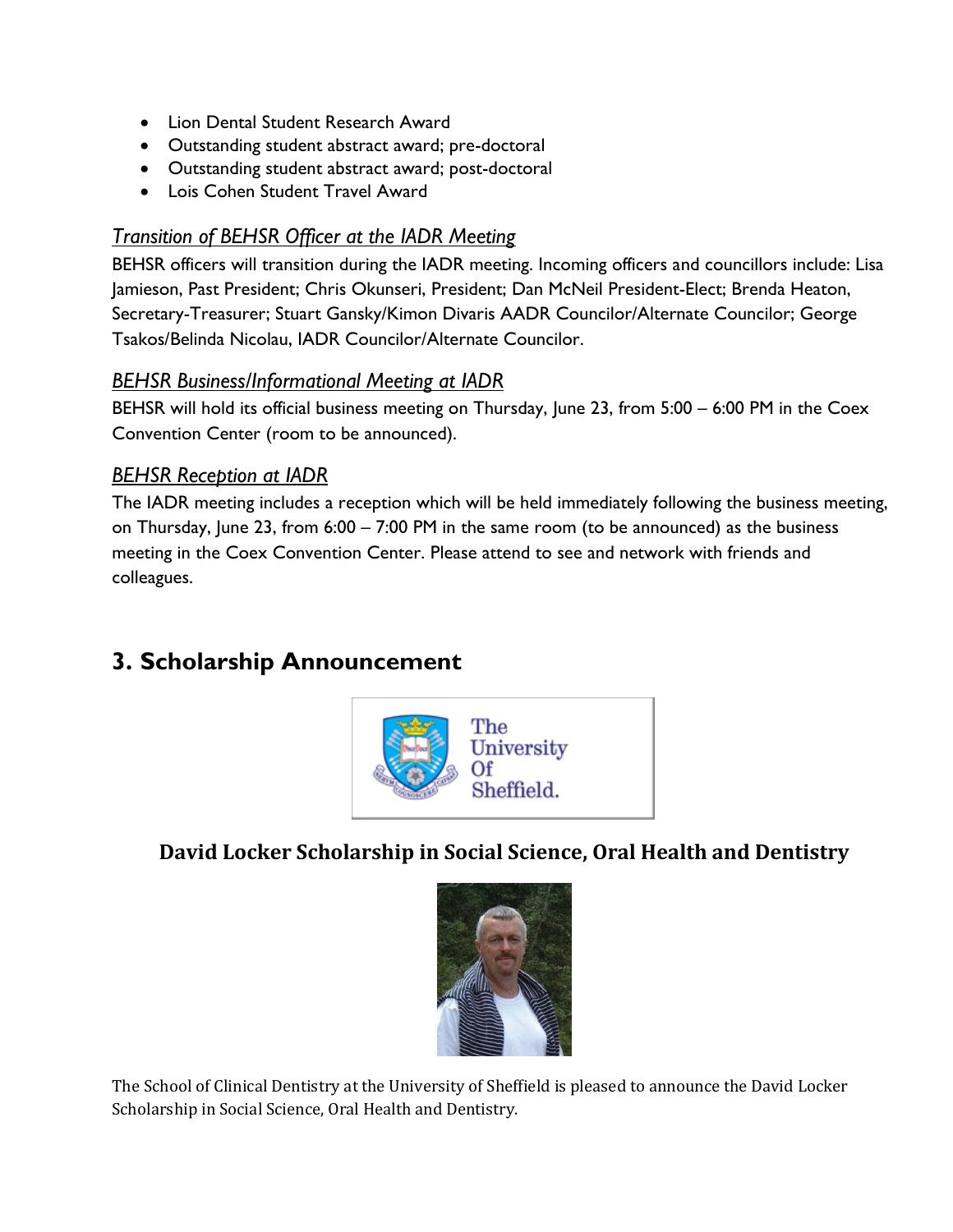- Lion Dental Student Research Award
- Outstanding student abstract award; pre-doctoral
- Outstanding student abstract award; post-doctoral
- Lois Cohen Student Travel Award

### *Transition of BEHSR Officer at the IADR Meeting*

BEHSR officers will transition during the IADR meeting. Incoming officers and councillors include: Lisa Jamieson, Past President; Chris Okunseri, President; Dan McNeil President-Elect; Brenda Heaton, Secretary-Treasurer; Stuart Gansky/Kimon Divaris AADR Councilor/Alternate Councilor; George Tsakos/Belinda Nicolau, IADR Councilor/Alternate Councilor.

### *BEHSR Business/Informational Meeting at IADR*

BEHSR will hold its official business meeting on Thursday, June 23, from 5:00 – 6:00 PM in the Coex Convention Center (room to be announced).

### *BEHSR Reception at IADR*

The IADR meeting includes a reception which will be held immediately following the business meeting, on Thursday, June 23, from 6:00 – 7:00 PM in the same room (to be announced) as the business meeting in the Coex Convention Center. Please attend to see and network with friends and colleagues.

## 3. Scholarship Announcement

The University Of Sheffield.

### David Locker Scholarship in Social Science, Oral Health and Dentistry

The School of Clinical Dentistry at the University of Sheffield is pleased to announce the David Locker Scholarship in Social Science, Oral Health and Dentistry.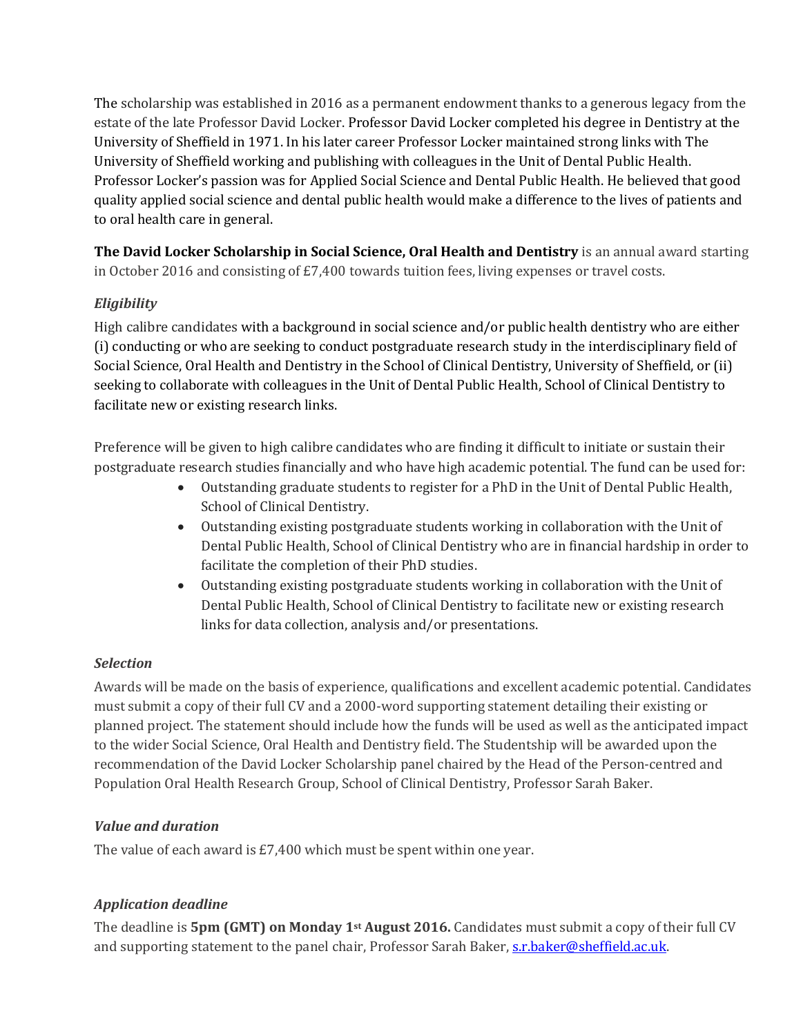The scholarship was established in 2016 as a permanent endowment thanks to a generous legacy from the estate of the late Professor David Locker. Professor David Locker completed his degree in Dentistry at the University of Sheffield in 1971. In his later career Professor Locker maintained strong links with The University of Sheffield working and publishing with colleagues in the Unit of Dental Public Health. Professor Locker's passion was for Applied Social Science and Dental Public Health. He believed that good quality applied social science and dental public health would make a difference to the lives of patients and to oral health care in general.

**The David Locker Scholarship in Social Science, Oral Health and Dentistry** is an annual award starting in October 2016 and consisting of £7,400 towards tuition fees, living expenses or travel costs.

***Eligibility***

High calibre candidates with a background in social science and/or public health dentistry who are either (i) conducting or who are seeking to conduct postgraduate research study in the interdisciplinary field of Social Science, Oral Health and Dentistry in the School of Clinical Dentistry, University of Sheffield, or (ii) seeking to collaborate with colleagues in the Unit of Dental Public Health, School of Clinical Dentistry to facilitate new or existing research links.

Preference will be given to high calibre candidates who are finding it difficult to initiate or sustain their postgraduate research studies financially and who have high academic potential. The fund can be used for:

- Outstanding graduate students to register for a PhD in the Unit of Dental Public Health, School of Clinical Dentistry.
- Outstanding existing postgraduate students working in collaboration with the Unit of Dental Public Health, School of Clinical Dentistry who are in financial hardship in order to facilitate the completion of their PhD studies.
- Outstanding existing postgraduate students working in collaboration with the Unit of Dental Public Health, School of Clinical Dentistry to facilitate new or existing research links for data collection, analysis and/or presentations.

***Selection***

Awards will be made on the basis of experience, qualifications and excellent academic potential. Candidates must submit a copy of their full CV and a 2000-word supporting statement detailing their existing or planned project. The statement should include how the funds will be used as well as the anticipated impact to the wider Social Science, Oral Health and Dentistry field. The Studentship will be awarded upon the recommendation of the David Locker Scholarship panel chaired by the Head of the Person-centred and Population Oral Health Research Group, School of Clinical Dentistry, Professor Sarah Baker.

***Value and duration***

The value of each award is £7,400 which must be spent within one year.

***Application deadline***

The deadline is **5pm (GMT) on Monday 1st August 2016.** Candidates must submit a copy of their full CV and supporting statement to the panel chair, Professor Sarah Baker, s.r.baker@sheffield.ac.uk.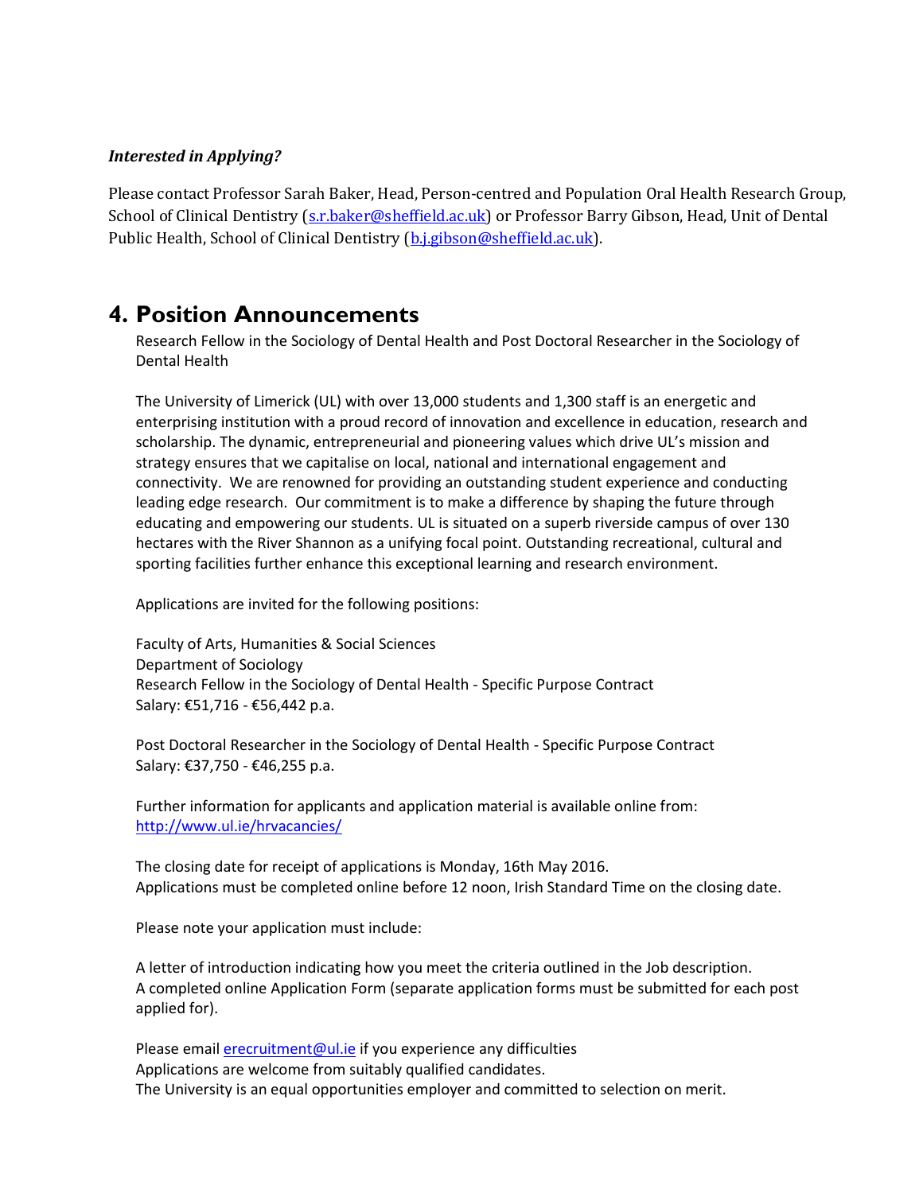***Interested in Applying?***

Please contact Professor Sarah Baker, Head, Person-centred and Population Oral Health Research Group, School of Clinical Dentistry (s.r.baker@sheffield.ac.uk) or Professor Barry Gibson, Head, Unit of Dental Public Health, School of Clinical Dentistry (b.j.gibson@sheffield.ac.uk).

# 4. Position Announcements

Research Fellow in the Sociology of Dental Health and Post Doctoral Researcher in the Sociology of Dental Health

The University of Limerick (UL) with over 13,000 students and 1,300 staff is an energetic and enterprising institution with a proud record of innovation and excellence in education, research and scholarship. The dynamic, entrepreneurial and pioneering values which drive UL's mission and strategy ensures that we capitalise on local, national and international engagement and connectivity. We are renowned for providing an outstanding student experience and conducting leading edge research. Our commitment is to make a difference by shaping the future through educating and empowering our students. UL is situated on a superb riverside campus of over 130 hectares with the River Shannon as a unifying focal point. Outstanding recreational, cultural and sporting facilities further enhance this exceptional learning and research environment.

Applications are invited for the following positions:

Faculty of Arts, Humanities & Social Sciences
Department of Sociology
Research Fellow in the Sociology of Dental Health - Specific Purpose Contract
Salary: €51,716 - €56,442 p.a.

Post Doctoral Researcher in the Sociology of Dental Health - Specific Purpose Contract
Salary: €37,750 - €46,255 p.a.

Further information for applicants and application material is available online from:
http://www.ul.ie/hrvacancies/

The closing date for receipt of applications is Monday, 16th May 2016.
Applications must be completed online before 12 noon, Irish Standard Time on the closing date.

Please note your application must include:

A letter of introduction indicating how you meet the criteria outlined in the Job description.
A completed online Application Form (separate application forms must be submitted for each post applied for).

Please email erecruitment@ul.ie if you experience any difficulties
Applications are welcome from suitably qualified candidates.
The University is an equal opportunities employer and committed to selection on merit.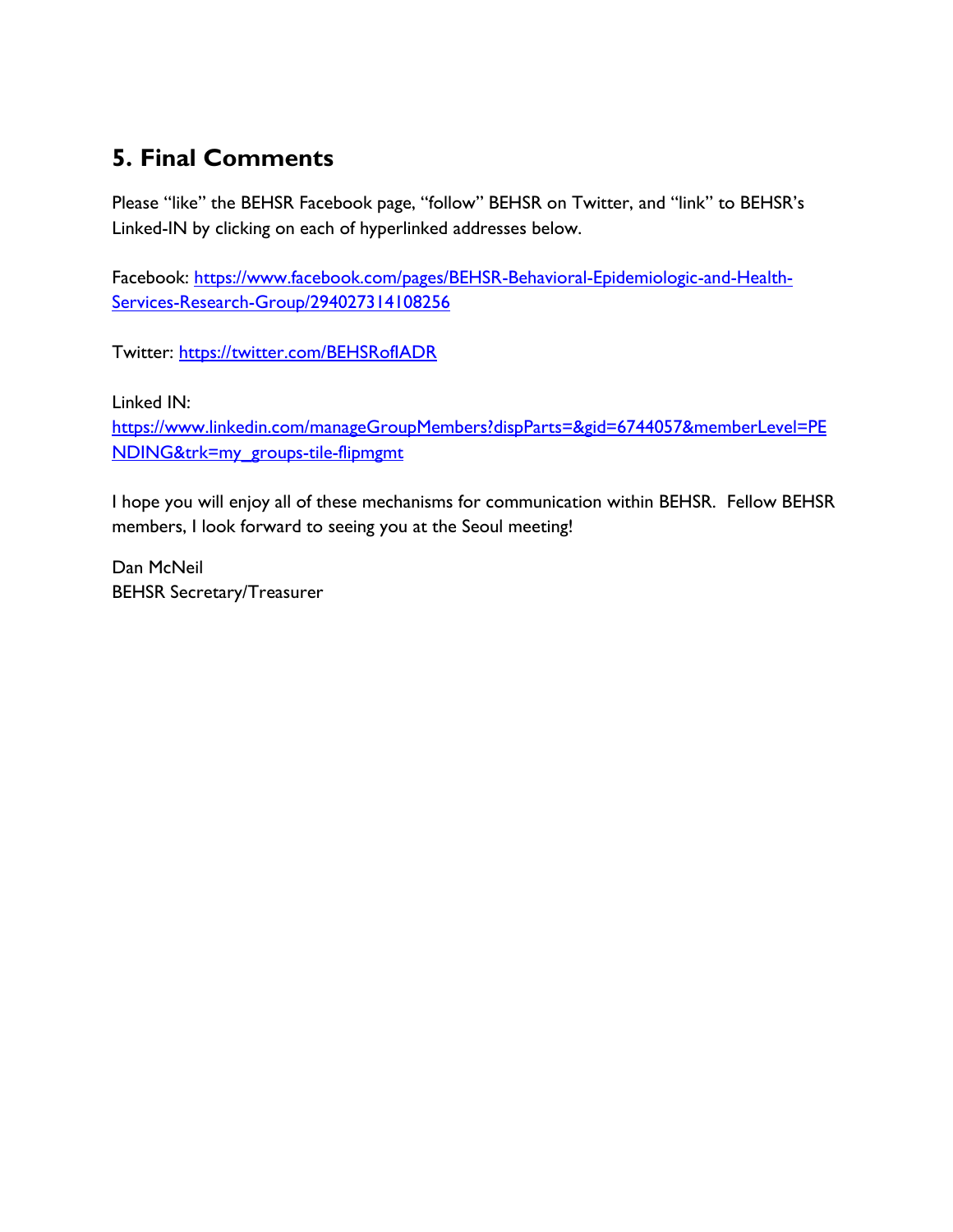## 5. Final Comments

Please “like” the BEHSR Facebook page, “follow” BEHSR on Twitter, and “link” to BEHSR’s Linked-IN by clicking on each of hyperlinked addresses below.

Facebook: https://www.facebook.com/pages/BEHSR-Behavioral-Epidemiologic-and-Health-Services-Research-Group/294027314108256

Twitter: https://twitter.com/BEHSRofIADR

Linked IN:
https://www.linkedin.com/manageGroupMembers?dispParts=&gid=6744057&memberLevel=PENDING&trk=my_groups-tile-flipmgmt

I hope you will enjoy all of these mechanisms for communication within BEHSR. Fellow BEHSR members, I look forward to seeing you at the Seoul meeting!

Dan McNeil
BEHSR Secretary/Treasurer